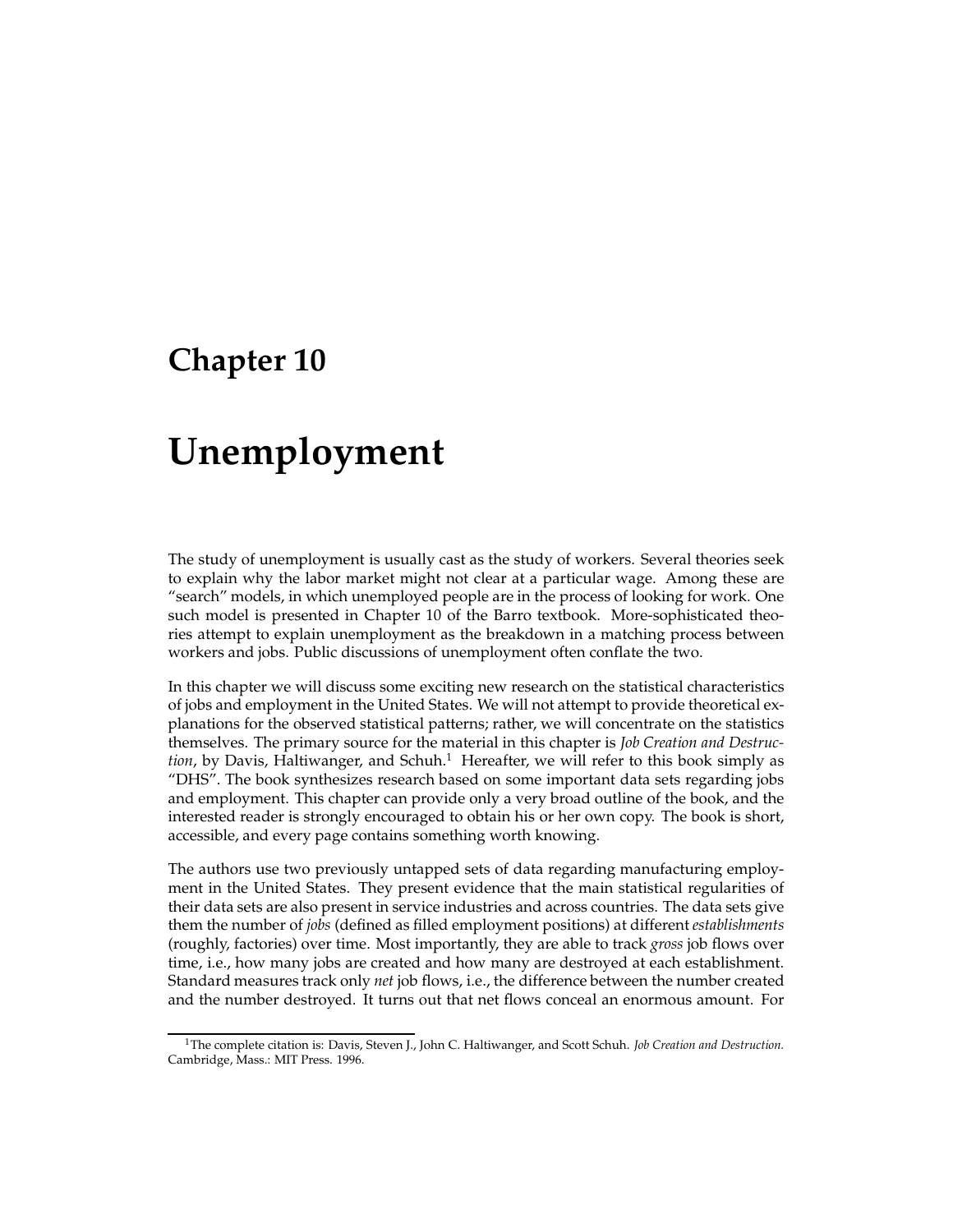# Chapter 10

# Unemployment

The study of unemployment is usually cast as the study of workers. Several theories seek to explain why the labor market might not clear at a particular wage. Among these are "search" models, in which unemployed people are in the process of looking for work. One such model is presented in Chapter 10 of the Barro textbook. More-sophisticated theories attempt to explain unemployment as the breakdown in a matching process between workers and jobs. Public discussions of unemployment often conflate the two.

In this chapter we will discuss some exciting new research on the statistical characteristics of jobs and employment in the United States. We will not attempt to provide theoretical explanations for the observed statistical patterns; rather, we will concentrate on the statistics themselves. The primary source for the material in this chapter is *Job Creation and Destruction*, by Davis, Haltiwanger, and Schuh.[1] Hereafter, we will refer to this book simply as "DHS". The book synthesizes research based on some important data sets regarding jobs and employment. This chapter can provide only a very broad outline of the book, and the interested reader is strongly encouraged to obtain his or her own copy. The book is short, accessible, and every page contains something worth knowing.

The authors use two previously untapped sets of data regarding manufacturing employment in the United States. They present evidence that the main statistical regularities of their data sets are also present in service industries and across countries. The data sets give them the number of *jobs* (defined as filled employment positions) at different *establishments* (roughly, factories) over time. Most importantly, they are able to track *gross* job flows over time, i.e., how many jobs are created and how many are destroyed at each establishment. Standard measures track only *net* job flows, i.e., the difference between the number created and the number destroyed. It turns out that net flows conceal an enormous amount. For

[1] The complete citation is: Davis, Steven J., John C. Haltiwanger, and Scott Schuh. *Job Creation and Destruction.* Cambridge, Mass.: MIT Press. 1996.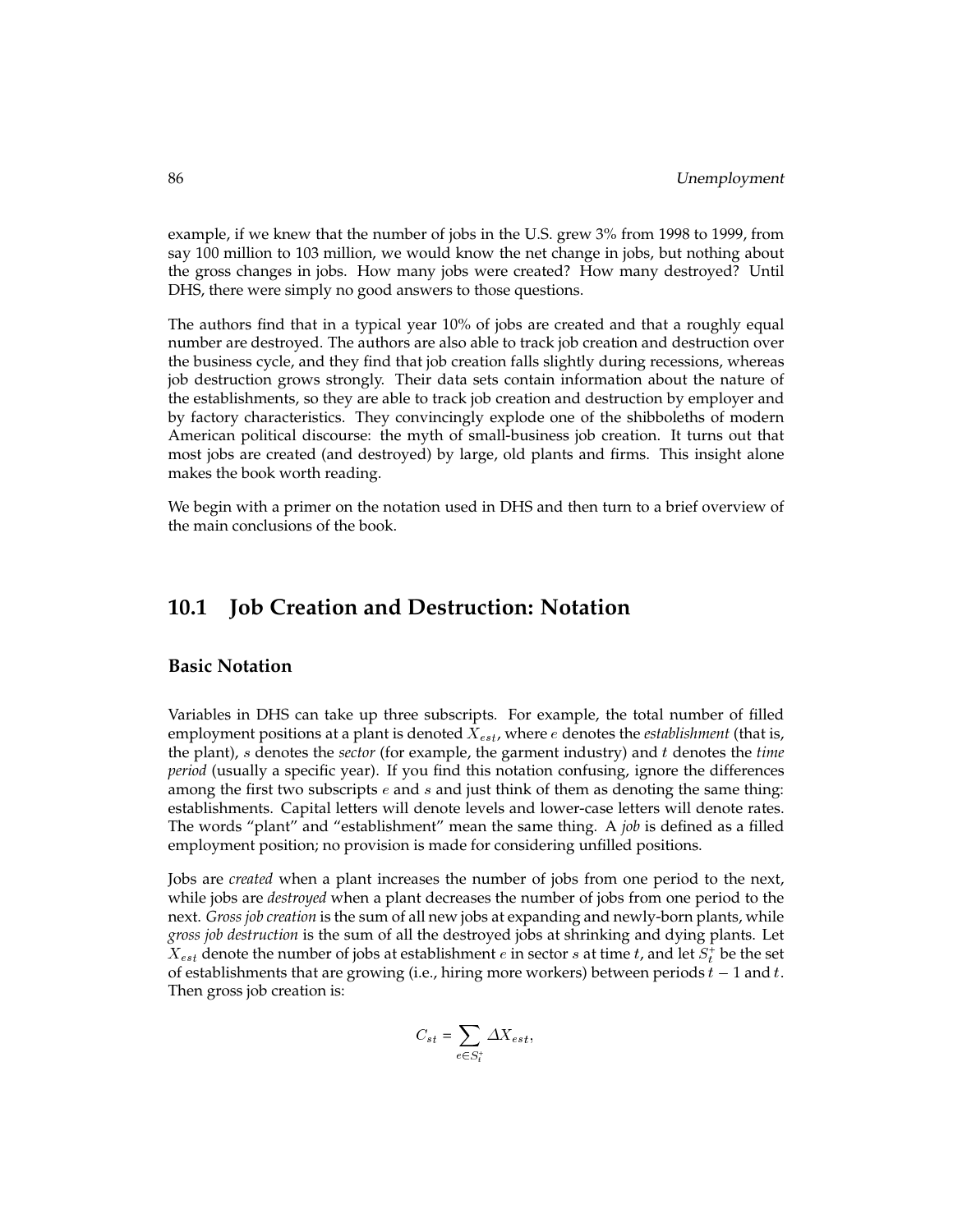example, if we knew that the number of jobs in the U.S. grew 3% from 1998 to 1999, from say 100 million to 103 million, we would know the net change in jobs, but nothing about the gross changes in jobs. How many jobs were created? How many destroyed? Until DHS, there were simply no good answers to those questions.

The authors find that in a typical year 10% of jobs are created and that a roughly equal number are destroyed. The authors are also able to track job creation and destruction over the business cycle, and they find that job creation falls slightly during recessions, whereas job destruction grows strongly. Their data sets contain information about the nature of the establishments, so they are able to track job creation and destruction by employer and by factory characteristics. They convincingly explode one of the shibboleths of modern American political discourse: the myth of small-business job creation. It turns out that most jobs are created (and destroyed) by large, old plants and firms. This insight alone makes the book worth reading.

We begin with a primer on the notation used in DHS and then turn to a brief overview of the main conclusions of the book.

## 10.1 Job Creation and Destruction: Notation

### Basic Notation

Variables in DHS can take up three subscripts. For example, the total number of filled employment positions at a plant is denoted $X_{est}$, where $e$ denotes the *establishment* (that is, the plant), $s$ denotes the *sector* (for example, the garment industry) and $t$ denotes the *time period* (usually a specific year). If you find this notation confusing, ignore the differences among the first two subscripts $e$ and $s$ and just think of them as denoting the same thing: establishments. Capital letters will denote levels and lower-case letters will denote rates. The words "plant" and "establishment" mean the same thing. A *job* is defined as a filled employment position; no provision is made for considering unfilled positions.

Jobs are *created* when a plant increases the number of jobs from one period to the next, while jobs are *destroyed* when a plant decreases the number of jobs from one period to the next. *Gross job creation* is the sum of all new jobs at expanding and newly-born plants, while *gross job destruction* is the sum of all the destroyed jobs at shrinking and dying plants. Let $X_{est}$ denote the number of jobs at establishment $e$ in sector $s$ at time $t$, and let $S_t^+$ be the set of establishments that are growing (i.e., hiring more workers) between periods $t-1$ and $t$. Then gross job creation is:

$$C_{st} = \sum_{e \in S_t^+} \Delta X_{est},$$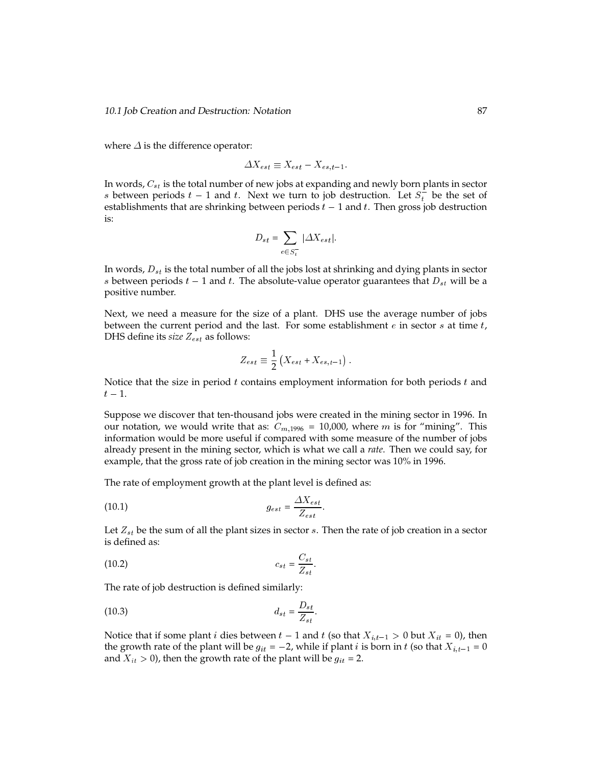where $\Delta$ is the difference operator:

$$\Delta X_{est} \equiv X_{est} - X_{es,t-1}.$$

In words, $C_{st}$ is the total number of new jobs at expanding and newly born plants in sector $s$ between periods $t-1$ and $t$. Next we turn to job destruction. Let $S_t^-$ be the set of establishments that are shrinking between periods $t-1$ and $t$. Then gross job destruction is:

$$D_{st} = \sum_{e \in S_t^-} |\Delta X_{est}|.$$

In words, $D_{st}$ is the total number of all the jobs lost at shrinking and dying plants in sector $s$ between periods $t-1$ and $t$. The absolute-value operator guarantees that $D_{st}$ will be a positive number.

Next, we need a measure for the size of a plant. DHS use the average number of jobs between the current period and the last. For some establishment $e$ in sector $s$ at time $t$, DHS define its *size* $Z_{est}$ as follows:

$$Z_{est} \equiv \frac{1}{2}\left(X_{est} + X_{es,t-1}\right).$$

Notice that the size in period $t$ contains employment information for both periods $t$ and $t-1$.

Suppose we discover that ten-thousand jobs were created in the mining sector in 1996. In our notation, we would write that as: $C_{m,1996} = 10{,}000$, where $m$ is for "mining". This information would be more useful if compared with some measure of the number of jobs already present in the mining sector, which is what we call a *rate*. Then we could say, for example, that the gross rate of job creation in the mining sector was 10% in 1996.

The rate of employment growth at the plant level is defined as:

$$g_{est} = \frac{\Delta X_{est}}{Z_{est}}. \tag{10.1}$$

Let $Z_{st}$ be the sum of all the plant sizes in sector $s$. Then the rate of job creation in a sector is defined as:

$$c_{st} = \frac{C_{st}}{Z_{st}}. \tag{10.2}$$

The rate of job destruction is defined similarly:

$$d_{st} = \frac{D_{st}}{Z_{st}}. \tag{10.3}$$

Notice that if some plant $i$ dies between $t-1$ and $t$ (so that $X_{i,t-1} > 0$ but $X_{it} = 0$), then the growth rate of the plant will be $g_{it} = -2$, while if plant $i$ is born in $t$ (so that $X_{i,t-1} = 0$ and $X_{it} > 0$), then the growth rate of the plant will be $g_{it} = 2$.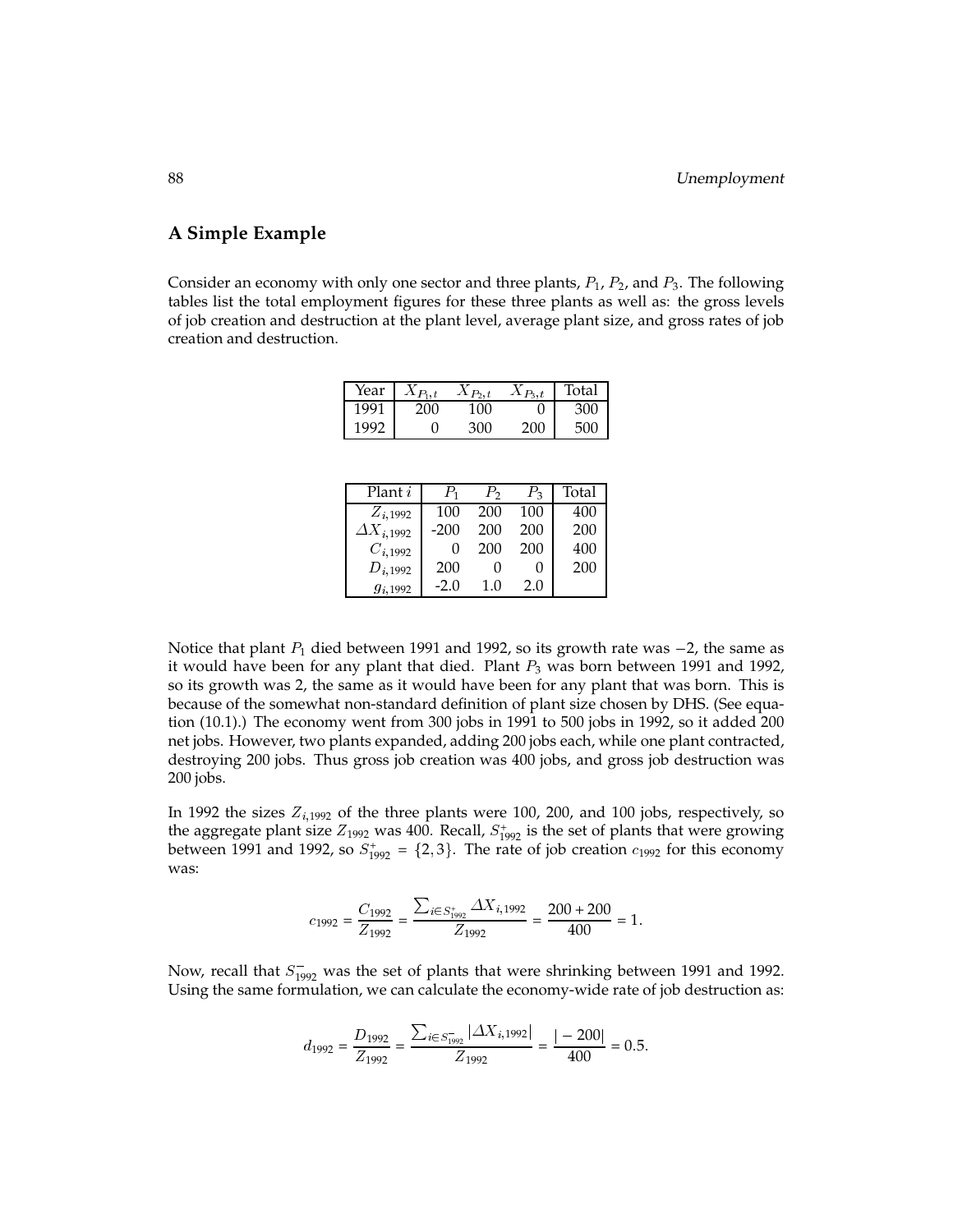## A Simple Example

Consider an economy with only one sector and three plants, $P_1$, $P_2$, and $P_3$. The following tables list the total employment figures for these three plants as well as: the gross levels of job creation and destruction at the plant level, average plant size, and gross rates of job creation and destruction.

| Year | $X_{P_1,t}$ | $X_{P_2,t}$ | $X_{P_3,t}$ | Total |
|---|---|---|---|---|
| 1991 | 200 | 100 | 0 | 300 |
| 1992 | 0 | 300 | 200 | 500 |

| Plant $i$ | $P_1$ | $P_2$ | $P_3$ | Total |
|---|---|---|---|---|
| $Z_{i,1992}$ | 100 | 200 | 100 | 400 |
| $\Delta X_{i,1992}$ | -200 | 200 | 200 | 200 |
| $C_{i,1992}$ | 0 | 200 | 200 | 400 |
| $D_{i,1992}$ | 200 | 0 | 0 | 200 |
| $g_{i,1992}$ | -2.0 | 1.0 | 2.0 | |

Notice that plant $P_1$ died between 1991 and 1992, so its growth rate was $-2$, the same as it would have been for any plant that died. Plant $P_3$ was born between 1991 and 1992, so its growth was 2, the same as it would have been for any plant that was born. This is because of the somewhat non-standard definition of plant size chosen by DHS. (See equation (10.1).) The economy went from 300 jobs in 1991 to 500 jobs in 1992, so it added 200 net jobs. However, two plants expanded, adding 200 jobs each, while one plant contracted, destroying 200 jobs. Thus gross job creation was 400 jobs, and gross job destruction was 200 jobs.

In 1992 the sizes $Z_{i,1992}$ of the three plants were 100, 200, and 100 jobs, respectively, so the aggregate plant size $Z_{1992}$ was 400. Recall, $S^+_{1992}$ is the set of plants that were growing between 1991 and 1992, so $S^+_{1992} = \{2, 3\}$. The rate of job creation $c_{1992}$ for this economy was:

$$c_{1992} = \frac{C_{1992}}{Z_{1992}} = \frac{\sum_{i \in S^+_{1992}} \Delta X_{i,1992}}{Z_{1992}} = \frac{200 + 200}{400} = 1.$$

Now, recall that $S^-_{1992}$ was the set of plants that were shrinking between 1991 and 1992. Using the same formulation, we can calculate the economy-wide rate of job destruction as:

$$d_{1992} = \frac{D_{1992}}{Z_{1992}} = \frac{\sum_{i \in S^-_{1992}} |\Delta X_{i,1992}|}{Z_{1992}} = \frac{|-200|}{400} = 0.5.$$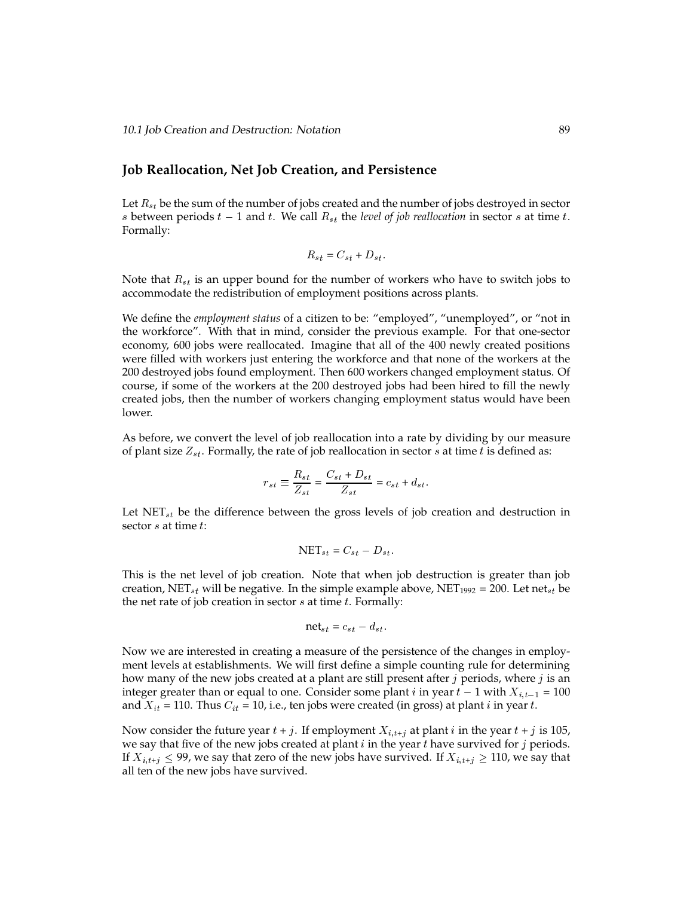## Job Reallocation, Net Job Creation, and Persistence

Let $R_{st}$ be the sum of the number of jobs created and the number of jobs destroyed in sector $s$ between periods $t-1$ and $t$. We call $R_{st}$ the *level of job reallocation* in sector $s$ at time $t$. Formally:

$$R_{st} = C_{st} + D_{st}.$$

Note that $R_{st}$ is an upper bound for the number of workers who have to switch jobs to accommodate the redistribution of employment positions across plants.

We define the *employment status* of a citizen to be: "employed", "unemployed", or "not in the workforce". With that in mind, consider the previous example. For that one-sector economy, 600 jobs were reallocated. Imagine that all of the 400 newly created positions were filled with workers just entering the workforce and that none of the workers at the 200 destroyed jobs found employment. Then 600 workers changed employment status. Of course, if some of the workers at the 200 destroyed jobs had been hired to fill the newly created jobs, then the number of workers changing employment status would have been lower.

As before, we convert the level of job reallocation into a rate by dividing by our measure of plant size $Z_{st}$. Formally, the rate of job reallocation in sector $s$ at time $t$ is defined as:

$$r_{st} \equiv \frac{R_{st}}{Z_{st}} = \frac{C_{st} + D_{st}}{Z_{st}} = c_{st} + d_{st}.$$

Let $\text{NET}_{st}$ be the difference between the gross levels of job creation and destruction in sector $s$ at time $t$:

$$\text{NET}_{st} = C_{st} - D_{st}.$$

This is the net level of job creation. Note that when job destruction is greater than job creation, $\text{NET}_{st}$ will be negative. In the simple example above, $\text{NET}_{1992} = 200$. Let $\text{net}_{st}$ be the net rate of job creation in sector $s$ at time $t$. Formally:

$$\text{net}_{st} = c_{st} - d_{st}.$$

Now we are interested in creating a measure of the persistence of the changes in employment levels at establishments. We will first define a simple counting rule for determining how many of the new jobs created at a plant are still present after $j$ periods, where $j$ is an integer greater than or equal to one. Consider some plant $i$ in year $t-1$ with $X_{i,t-1} = 100$ and $X_{it} = 110$. Thus $C_{it} = 10$, i.e., ten jobs were created (in gross) at plant $i$ in year $t$.

Now consider the future year $t+j$. If employment $X_{i,t+j}$ at plant $i$ in the year $t+j$ is 105, we say that five of the new jobs created at plant $i$ in the year $t$ have survived for $j$ periods. If $X_{i,t+j} \leq 99$, we say that zero of the new jobs have survived. If $X_{i,t+j} \geq 110$, we say that all ten of the new jobs have survived.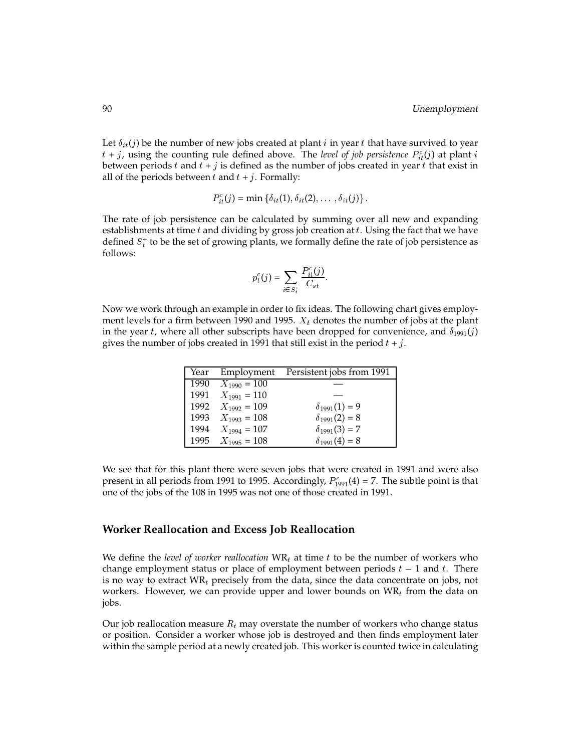Let $\delta_{it}(j)$ be the number of new jobs created at plant $i$ in year $t$ that have survived to year $t+j$, using the counting rule defined above. The *level of job persistence* $P^c_{it}(j)$ at plant $i$ between periods $t$ and $t+j$ is defined as the number of jobs created in year $t$ that exist in all of the periods between $t$ and $t+j$. Formally:

$$P^c_{it}(j) = \min\left\{\delta_{it}(1), \delta_{it}(2), \ldots, \delta_{it}(j)\right\}.$$

The rate of job persistence can be calculated by summing over all new and expanding establishments at time $t$ and dividing by gross job creation at $t$. Using the fact that we have defined $S^+_t$ to be the set of growing plants, we formally define the rate of job persistence as follows:

$$p^c_t(j) = \sum_{i \in S^+_t} \frac{P^c_{it}(j)}{C_{st}}.$$

Now we work through an example in order to fix ideas. The following chart gives employment levels for a firm between 1990 and 1995. $X_t$ denotes the number of jobs at the plant in the year $t$, where all other subscripts have been dropped for convenience, and $\delta_{1991}(j)$ gives the number of jobs created in 1991 that still exist in the period $t+j$.

| Year | Employment | Persistent jobs from 1991 |
|---|---|---|
| 1990 | $X_{1990} = 100$ | — |
| 1991 | $X_{1991} = 110$ | — |
| 1992 | $X_{1992} = 109$ | $\delta_{1991}(1) = 9$ |
| 1993 | $X_{1993} = 108$ | $\delta_{1991}(2) = 8$ |
| 1994 | $X_{1994} = 107$ | $\delta_{1991}(3) = 7$ |
| 1995 | $X_{1995} = 108$ | $\delta_{1991}(4) = 8$ |

We see that for this plant there were seven jobs that were created in 1991 and were also present in all periods from 1991 to 1995. Accordingly, $P^c_{1991}(4) = 7$. The subtle point is that one of the jobs of the 108 in 1995 was not one of those created in 1991.

## Worker Reallocation and Excess Job Reallocation

We define the *level of worker reallocation* $\text{WR}_t$ at time $t$ to be the number of workers who change employment status or place of employment between periods $t-1$ and $t$. There is no way to extract $\text{WR}_t$ precisely from the data, since the data concentrate on jobs, not workers. However, we can provide upper and lower bounds on $\text{WR}_t$ from the data on jobs.

Our job reallocation measure $R_t$ may overstate the number of workers who change status or position. Consider a worker whose job is destroyed and then finds employment later within the sample period at a newly created job. This worker is counted twice in calculating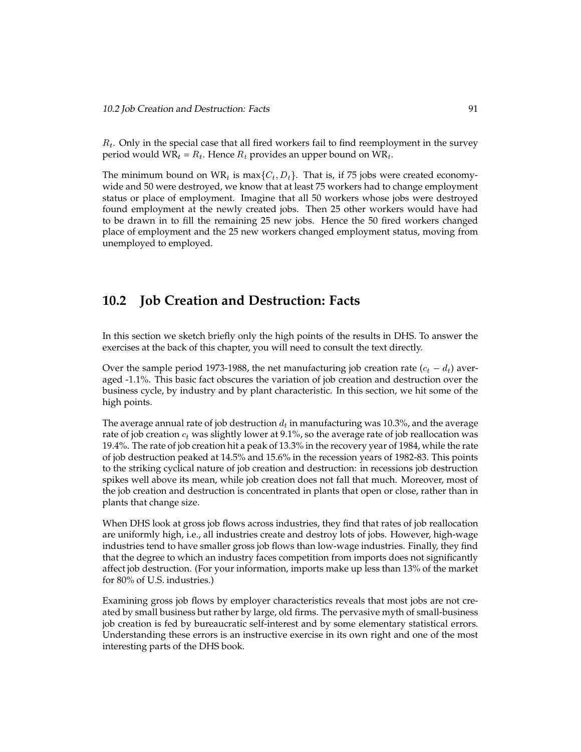$R_t$. Only in the special case that all fired workers fail to find reemployment in the survey period would $\text{WR}_t = R_t$. Hence $R_t$ provides an upper bound on $\text{WR}_t$.

The minimum bound on $\text{WR}_t$ is $\max\{C_t, D_t\}$. That is, if 75 jobs were created economy-wide and 50 were destroyed, we know that at least 75 workers had to change employment status or place of employment. Imagine that all 50 workers whose jobs were destroyed found employment at the newly created jobs. Then 25 other workers would have had to be drawn in to fill the remaining 25 new jobs. Hence the 50 fired workers changed place of employment and the 25 new workers changed employment status, moving from unemployed to employed.

## 10.2 Job Creation and Destruction: Facts

In this section we sketch briefly only the high points of the results in DHS. To answer the exercises at the back of this chapter, you will need to consult the text directly.

Over the sample period 1973-1988, the net manufacturing job creation rate ($c_t - d_t$) averaged -1.1%. This basic fact obscures the variation of job creation and destruction over the business cycle, by industry and by plant characteristic. In this section, we hit some of the high points.

The average annual rate of job destruction $d_t$ in manufacturing was 10.3%, and the average rate of job creation $c_t$ was slightly lower at 9.1%, so the average rate of job reallocation was 19.4%. The rate of job creation hit a peak of 13.3% in the recovery year of 1984, while the rate of job destruction peaked at 14.5% and 15.6% in the recession years of 1982-83. This points to the striking cyclical nature of job creation and destruction: in recessions job destruction spikes well above its mean, while job creation does not fall that much. Moreover, most of the job creation and destruction is concentrated in plants that open or close, rather than in plants that change size.

When DHS look at gross job flows across industries, they find that rates of job reallocation are uniformly high, i.e., all industries create and destroy lots of jobs. However, high-wage industries tend to have smaller gross job flows than low-wage industries. Finally, they find that the degree to which an industry faces competition from imports does not significantly affect job destruction. (For your information, imports make up less than 13% of the market for 80% of U.S. industries.)

Examining gross job flows by employer characteristics reveals that most jobs are not created by small business but rather by large, old firms. The pervasive myth of small-business job creation is fed by bureaucratic self-interest and by some elementary statistical errors. Understanding these errors is an instructive exercise in its own right and one of the most interesting parts of the DHS book.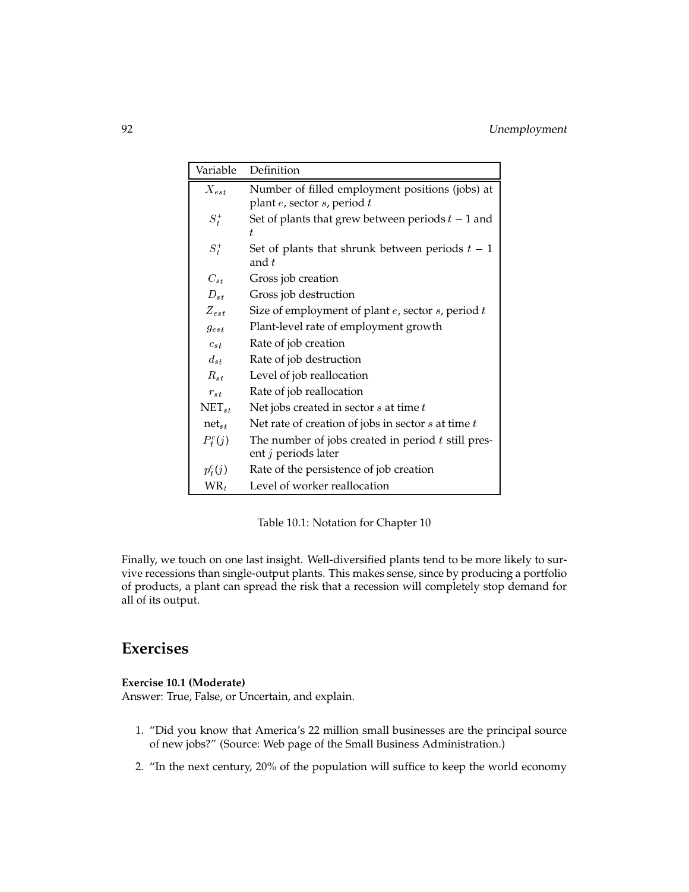| Variable | Definition |
|---|---|
| $X_{est}$ | Number of filled employment positions (jobs) at plant $e$, sector $s$, period $t$ |
| $S_t^+$ | Set of plants that grew between periods $t-1$ and $t$ |
| $S_t^+$ | Set of plants that shrunk between periods $t-1$ and $t$ |
| $C_{st}$ | Gross job creation |
| $D_{st}$ | Gross job destruction |
| $Z_{est}$ | Size of employment of plant $e$, sector $s$, period $t$ |
| $g_{est}$ | Plant-level rate of employment growth |
| $c_{st}$ | Rate of job creation |
| $d_{st}$ | Rate of job destruction |
| $R_{st}$ | Level of job reallocation |
| $r_{st}$ | Rate of job reallocation |
| $\text{NET}_{st}$ | Net jobs created in sector $s$ at time $t$ |
| $\text{net}_{st}$ | Net rate of creation of jobs in sector $s$ at time $t$ |
| $P_t^c(j)$ | The number of jobs created in period $t$ still present $j$ periods later |
| $p_t^c(j)$ | Rate of the persistence of job creation |
| $\text{WR}_t$ | Level of worker reallocation |

Table 10.1: Notation for Chapter 10

Finally, we touch on one last insight. Well-diversified plants tend to be more likely to survive recessions than single-output plants. This makes sense, since by producing a portfolio of products, a plant can spread the risk that a recession will completely stop demand for all of its output.

## Exercises

**Exercise 10.1 (Moderate)**
Answer: True, False, or Uncertain, and explain.

1. "Did you know that America's 22 million small businesses are the principal source of new jobs?" (Source: Web page of the Small Business Administration.)

2. "In the next century, 20% of the population will suffice to keep the world economy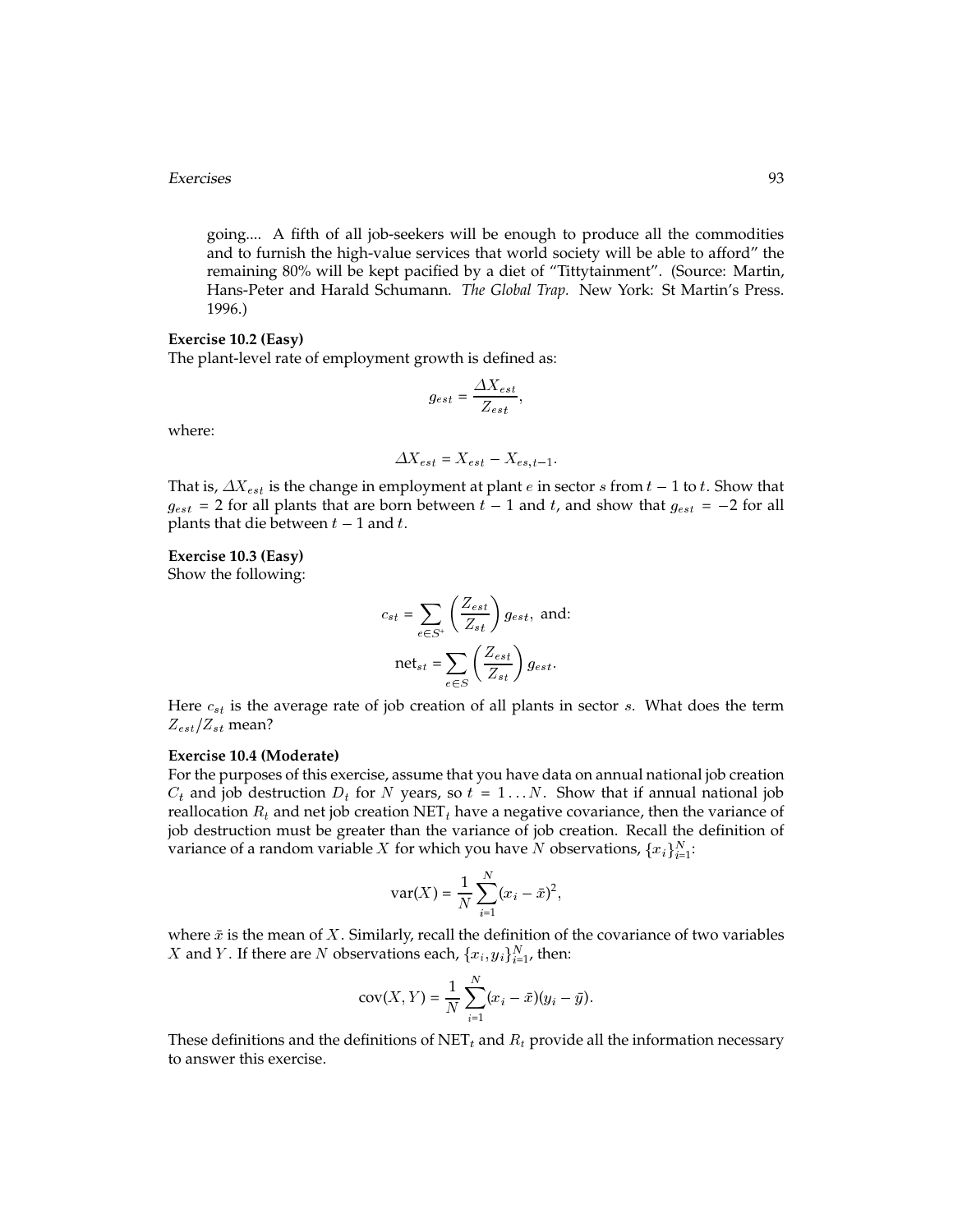going.... A fifth of all job-seekers will be enough to produce all the commodities and to furnish the high-value services that world society will be able to afford" the remaining 80% will be kept pacified by a diet of "Tittytainment". (Source: Martin, Hans-Peter and Harald Schumann. *The Global Trap.* New York: St Martin's Press. 1996.)

**Exercise 10.2 (Easy)**

The plant-level rate of employment growth is defined as:

$$g_{est} = \frac{\Delta X_{est}}{Z_{est}},$$

where:

$$\Delta X_{est} = X_{est} - X_{es,t-1}.$$

That is, $\Delta X_{est}$ is the change in employment at plant $e$ in sector $s$ from $t-1$ to $t$. Show that $g_{est} = 2$ for all plants that are born between $t-1$ and $t$, and show that $g_{est} = -2$ for all plants that die between $t-1$ and $t$.

**Exercise 10.3 (Easy)**

Show the following:

$$c_{st} = \sum_{e \in S^+} \left( \frac{Z_{est}}{Z_{st}} \right) g_{est}, \text{ and:}$$

$$\text{net}_{st} = \sum_{e \in S} \left( \frac{Z_{est}}{Z_{st}} \right) g_{est}.$$

Here $c_{st}$ is the average rate of job creation of all plants in sector $s$. What does the term $Z_{est}/Z_{st}$ mean?

**Exercise 10.4 (Moderate)**

For the purposes of this exercise, assume that you have data on annual national job creation $C_t$ and job destruction $D_t$ for $N$ years, so $t = 1 \ldots N$. Show that if annual national job reallocation $R_t$ and net job creation $\text{NET}_t$ have a negative covariance, then the variance of job destruction must be greater than the variance of job creation. Recall the definition of variance of a random variable $X$ for which you have $N$ observations, $\{x_i\}_{i=1}^{N}$:

$$\text{var}(X) = \frac{1}{N} \sum_{i=1}^{N} (x_i - \bar{x})^2,$$

where $\bar{x}$ is the mean of $X$. Similarly, recall the definition of the covariance of two variables $X$ and $Y$. If there are $N$ observations each, $\{x_i, y_i\}_{i=1}^{N}$, then:

$$\text{cov}(X, Y) = \frac{1}{N} \sum_{i=1}^{N} (x_i - \bar{x})(y_i - \bar{y}).$$

These definitions and the definitions of $\text{NET}_t$ and $R_t$ provide all the information necessary to answer this exercise.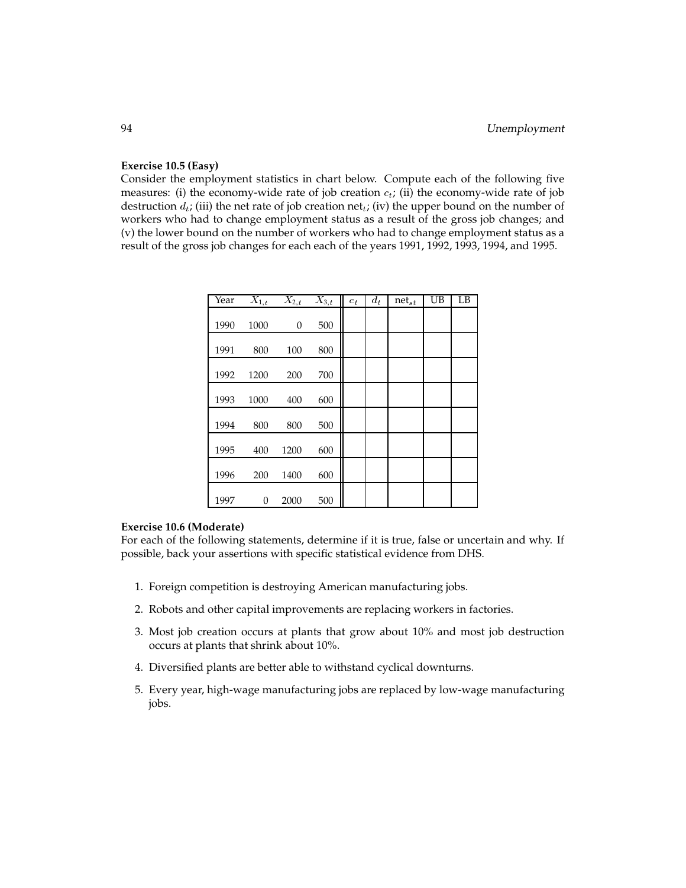**Exercise 10.5 (Easy)**
Consider the employment statistics in chart below. Compute each of the following five measures: (i) the economy-wide rate of job creation $c_t$; (ii) the economy-wide rate of job destruction $d_t$; (iii) the net rate of job creation $\text{net}_t$; (iv) the upper bound on the number of workers who had to change employment status as a result of the gross job changes; and (v) the lower bound on the number of workers who had to change employment status as a result of the gross job changes for each each of the years 1991, 1992, 1993, 1994, and 1995.

| Year | $X_{1,t}$ | $X_{2,t}$ | $X_{3,t}$ | $c_t$ | $d_t$ | $\text{net}_{st}$ | UB | LB |
|---|---|---|---|---|---|---|---|---|
| 1990 | 1000 | 0 | 500 | | | | | |
| 1991 | 800 | 100 | 800 | | | | | |
| 1992 | 1200 | 200 | 700 | | | | | |
| 1993 | 1000 | 400 | 600 | | | | | |
| 1994 | 800 | 800 | 500 | | | | | |
| 1995 | 400 | 1200 | 600 | | | | | |
| 1996 | 200 | 1400 | 600 | | | | | |
| 1997 | 0 | 2000 | 500 | | | | | |

**Exercise 10.6 (Moderate)**
For each of the following statements, determine if it is true, false or uncertain and why. If possible, back your assertions with specific statistical evidence from DHS.

1. Foreign competition is destroying American manufacturing jobs.
2. Robots and other capital improvements are replacing workers in factories.
3. Most job creation occurs at plants that grow about 10% and most job destruction occurs at plants that shrink about 10%.
4. Diversified plants are better able to withstand cyclical downturns.
5. Every year, high-wage manufacturing jobs are replaced by low-wage manufacturing jobs.